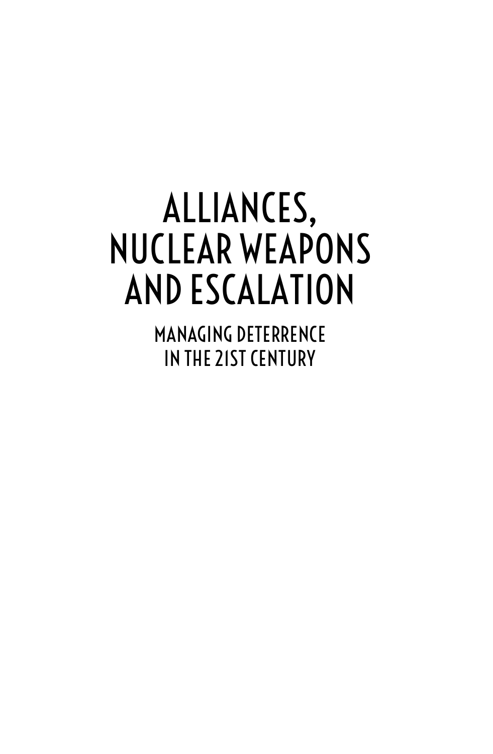# ALLIANCES, NUCLEAR WEAPONS AND ESCALATION

## MANAGING DETERRENCE IN THE 21ST CENTURY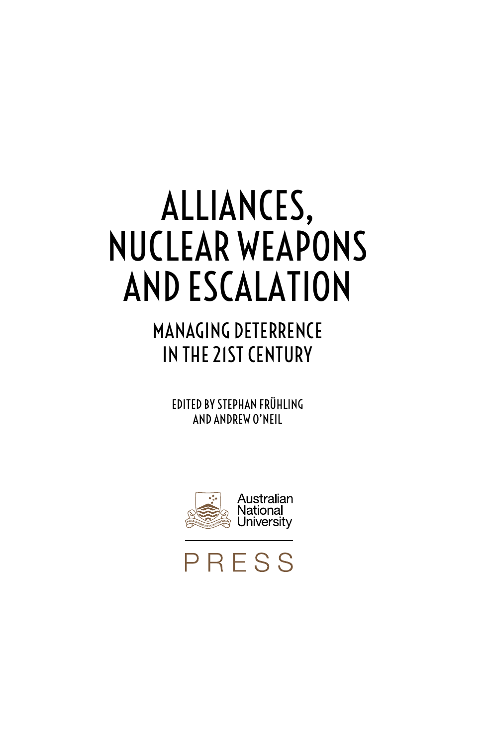# ALLIANCES, NUCLEAR WEAPONS AND ESCALATION

## MANAGING DETERRENCE IN THE 21ST CENTURY

EDITED BY STEPHAN FRÜHLING AND ANDREW O'NEIL

Australian National University

PRESS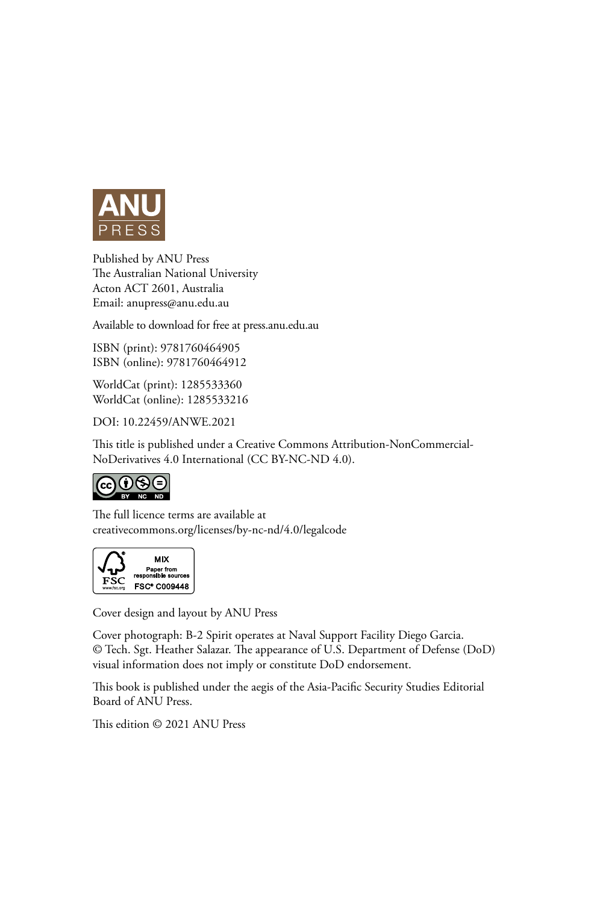ANU PRESS

Published by ANU Press
The Australian National University
Acton ACT 2601, Australia
Email: anupress@anu.edu.au

Available to download for free at press.anu.edu.au

ISBN (print): 9781760464905
ISBN (online): 9781760464912

WorldCat (print): 1285533360
WorldCat (online): 1285533216

DOI: 10.22459/ANWE.2021

This title is published under a Creative Commons Attribution-NonCommercial-NoDerivatives 4.0 International (CC BY-NC-ND 4.0).

The full licence terms are available at
creativecommons.org/licenses/by-nc-nd/4.0/legalcode

MIX
Paper from responsible sources
FSC® C009448

Cover design and layout by ANU Press

Cover photograph: B-2 Spirit operates at Naval Support Facility Diego Garcia. © Tech. Sgt. Heather Salazar. The appearance of U.S. Department of Defense (DoD) visual information does not imply or constitute DoD endorsement.

This book is published under the aegis of the Asia-Pacific Security Studies Editorial Board of ANU Press.

This edition © 2021 ANU Press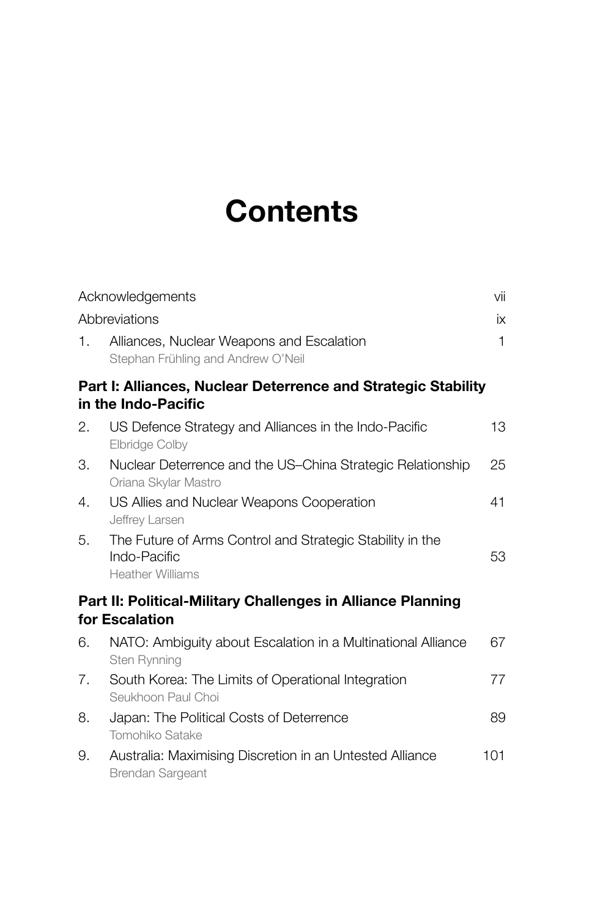# Contents

| | | |
|---|---|---|
| | Acknowledgements | vii |
| | Abbreviations | ix |
| 1. | Alliances, Nuclear Weapons and Escalation<br>Stephan Frühling and Andrew O'Neil | 1 |

**Part I: Alliances, Nuclear Deterrence and Strategic Stability in the Indo-Pacific**

| | | |
|---|---|---|
| 2. | US Defence Strategy and Alliances in the Indo-Pacific<br>Elbridge Colby | 13 |
| 3. | Nuclear Deterrence and the US–China Strategic Relationship<br>Oriana Skylar Mastro | 25 |
| 4. | US Allies and Nuclear Weapons Cooperation<br>Jeffrey Larsen | 41 |
| 5. | The Future of Arms Control and Strategic Stability in the Indo-Pacific<br>Heather Williams | 53 |

**Part II: Political-Military Challenges in Alliance Planning for Escalation**

| | | |
|---|---|---|
| 6. | NATO: Ambiguity about Escalation in a Multinational Alliance<br>Sten Rynning | 67 |
| 7. | South Korea: The Limits of Operational Integration<br>Seukhoon Paul Choi | 77 |
| 8. | Japan: The Political Costs of Deterrence<br>Tomohiko Satake | 89 |
| 9. | Australia: Maximising Discretion in an Untested Alliance<br>Brendan Sargeant | 101 |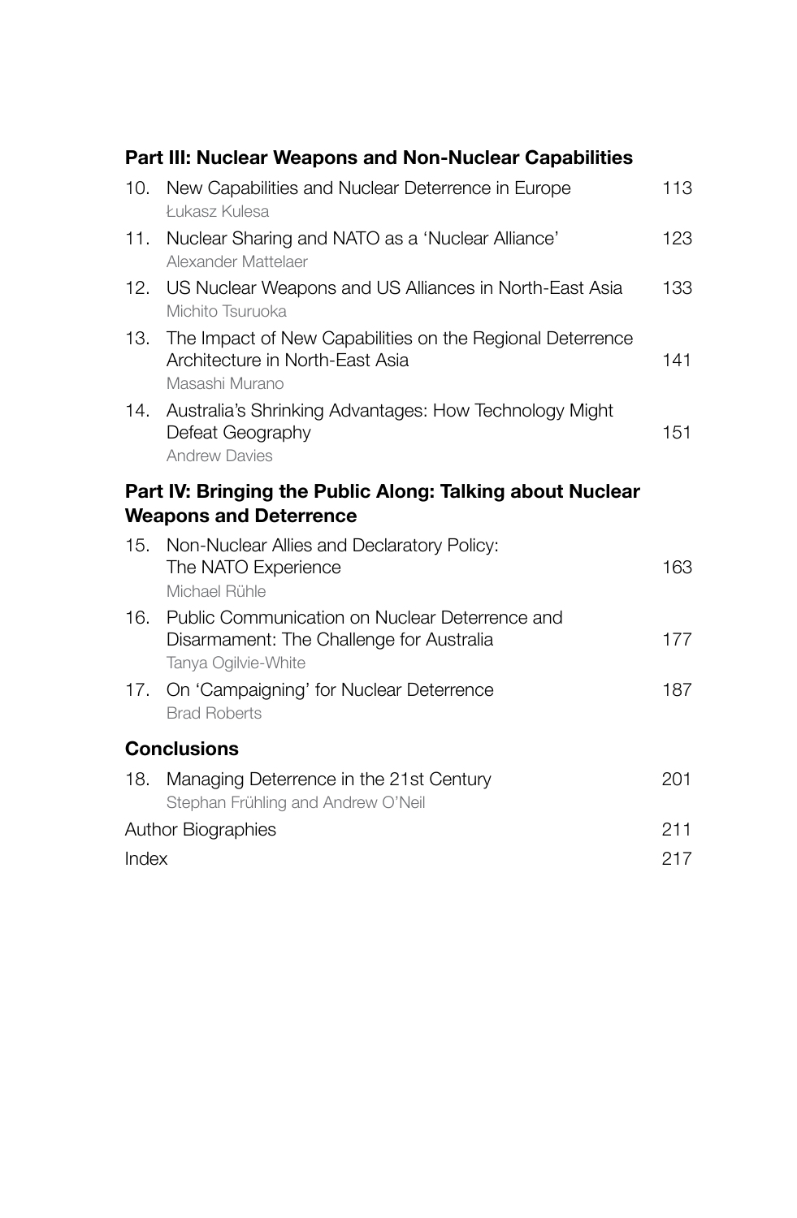## Part III: Nuclear Weapons and Non-Nuclear Capabilities

10. New Capabilities and Nuclear Deterrence in Europe — 113
    Łukasz Kulesa
11. Nuclear Sharing and NATO as a 'Nuclear Alliance' — 123
    Alexander Mattelaer
12. US Nuclear Weapons and US Alliances in North-East Asia — 133
    Michito Tsuruoka
13. The Impact of New Capabilities on the Regional Deterrence Architecture in North-East Asia — 141
    Masashi Murano
14. Australia's Shrinking Advantages: How Technology Might Defeat Geography — 151
    Andrew Davies

## Part IV: Bringing the Public Along: Talking about Nuclear Weapons and Deterrence

15. Non-Nuclear Allies and Declaratory Policy: The NATO Experience — 163
    Michael Rühle
16. Public Communication on Nuclear Deterrence and Disarmament: The Challenge for Australia — 177
    Tanya Ogilvie-White
17. On 'Campaigning' for Nuclear Deterrence — 187
    Brad Roberts

## Conclusions

18. Managing Deterrence in the 21st Century — 201
    Stephan Frühling and Andrew O'Neil

Author Biographies — 211

Index — 217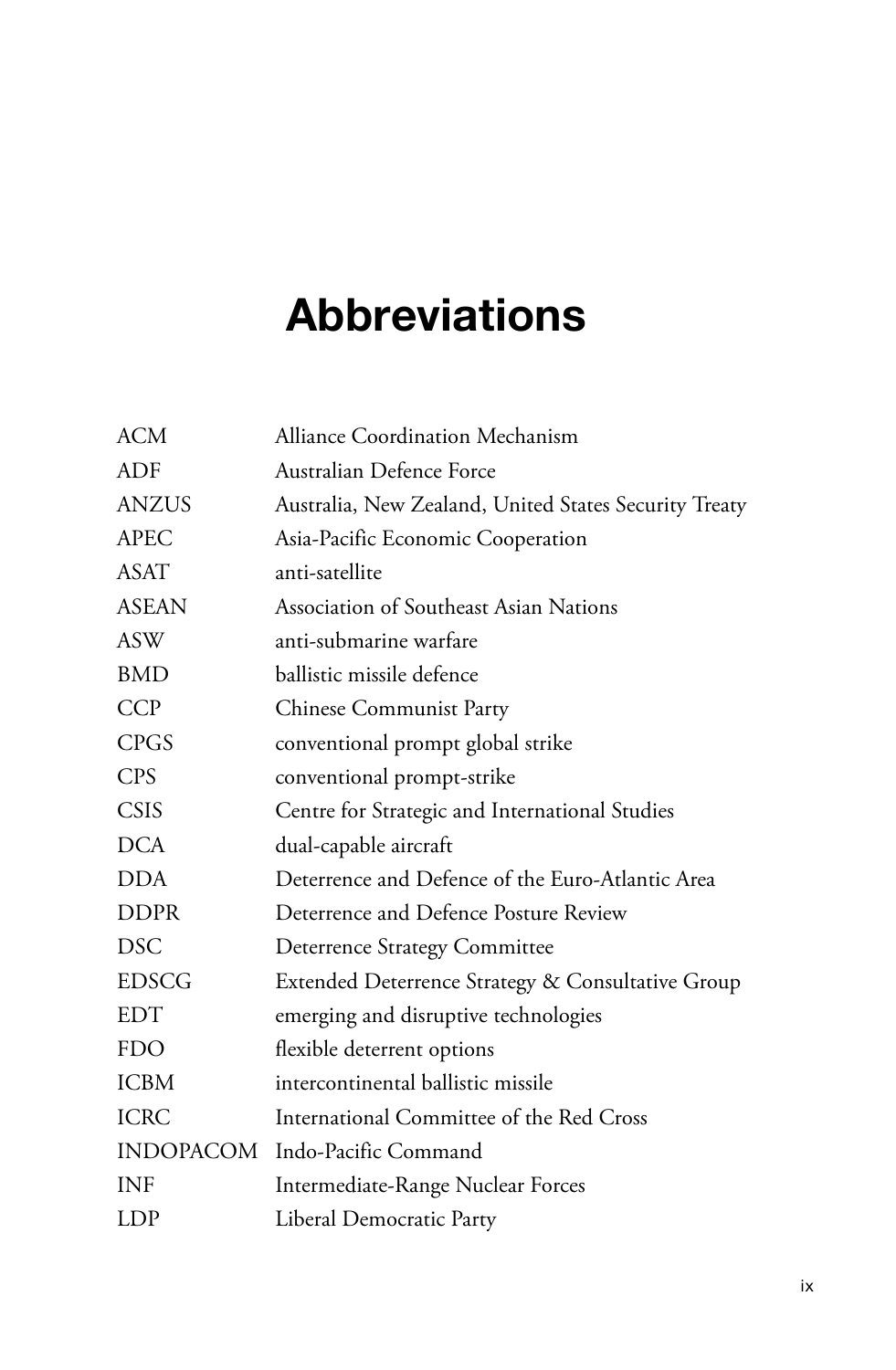# Abbreviations

| | |
|---|---|
| ACM | Alliance Coordination Mechanism |
| ADF | Australian Defence Force |
| ANZUS | Australia, New Zealand, United States Security Treaty |
| APEC | Asia-Pacific Economic Cooperation |
| ASAT | anti-satellite |
| ASEAN | Association of Southeast Asian Nations |
| ASW | anti-submarine warfare |
| BMD | ballistic missile defence |
| CCP | Chinese Communist Party |
| CPGS | conventional prompt global strike |
| CPS | conventional prompt-strike |
| CSIS | Centre for Strategic and International Studies |
| DCA | dual-capable aircraft |
| DDA | Deterrence and Defence of the Euro-Atlantic Area |
| DDPR | Deterrence and Defence Posture Review |
| DSC | Deterrence Strategy Committee |
| EDSCG | Extended Deterrence Strategy & Consultative Group |
| EDT | emerging and disruptive technologies |
| FDO | flexible deterrent options |
| ICBM | intercontinental ballistic missile |
| ICRC | International Committee of the Red Cross |
| INDOPACOM | Indo-Pacific Command |
| INF | Intermediate-Range Nuclear Forces |
| LDP | Liberal Democratic Party |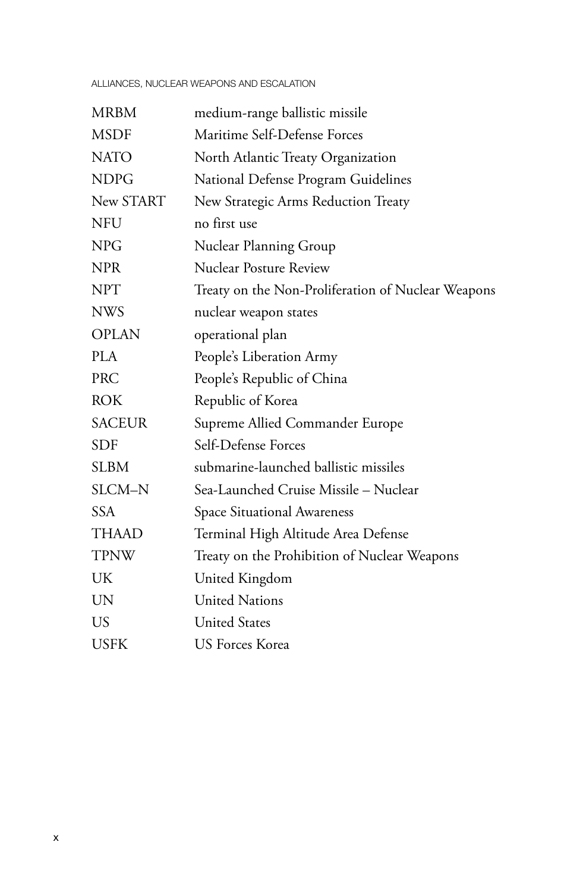| | |
|---|---|
| MRBM | medium-range ballistic missile |
| MSDF | Maritime Self-Defense Forces |
| NATO | North Atlantic Treaty Organization |
| NDPG | National Defense Program Guidelines |
| New START | New Strategic Arms Reduction Treaty |
| NFU | no first use |
| NPG | Nuclear Planning Group |
| NPR | Nuclear Posture Review |
| NPT | Treaty on the Non-Proliferation of Nuclear Weapons |
| NWS | nuclear weapon states |
| OPLAN | operational plan |
| PLA | People's Liberation Army |
| PRC | People's Republic of China |
| ROK | Republic of Korea |
| SACEUR | Supreme Allied Commander Europe |
| SDF | Self-Defense Forces |
| SLBM | submarine-launched ballistic missiles |
| SLCM–N | Sea-Launched Cruise Missile – Nuclear |
| SSA | Space Situational Awareness |
| THAAD | Terminal High Altitude Area Defense |
| TPNW | Treaty on the Prohibition of Nuclear Weapons |
| UK | United Kingdom |
| UN | United Nations |
| US | United States |
| USFK | US Forces Korea |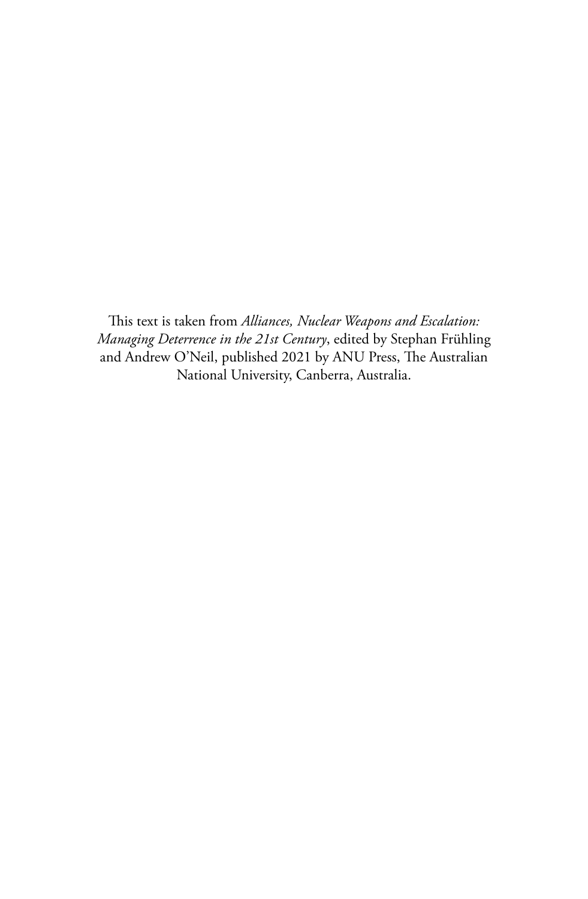This text is taken from *Alliances, Nuclear Weapons and Escalation: Managing Deterrence in the 21st Century*, edited by Stephan Frühling and Andrew O'Neil, published 2021 by ANU Press, The Australian National University, Canberra, Australia.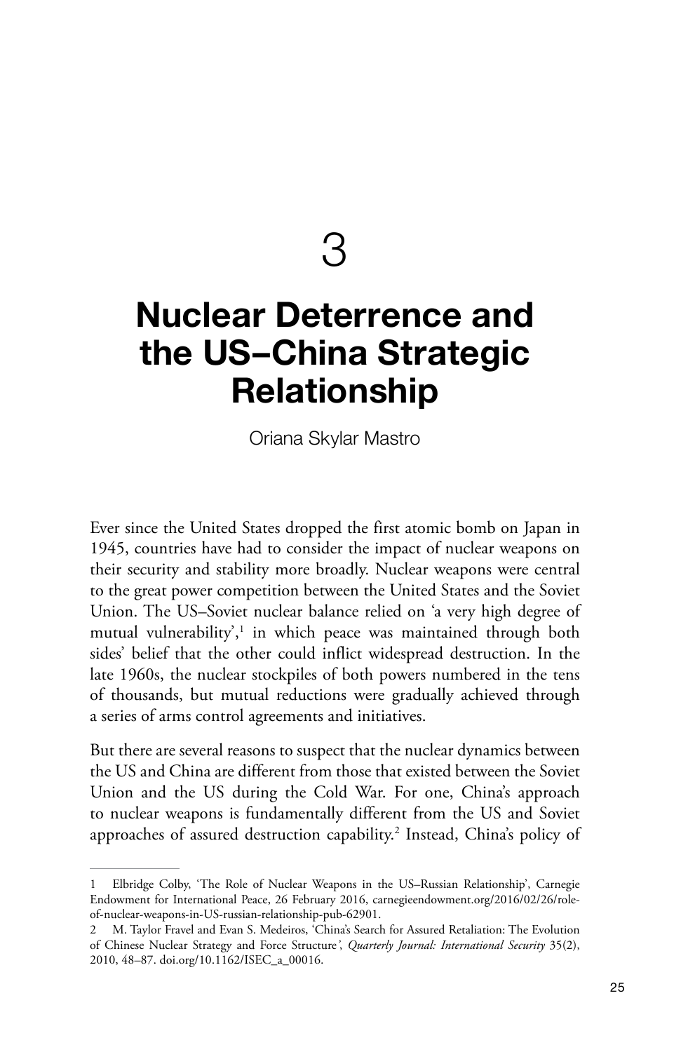# 3

# Nuclear Deterrence and the US–China Strategic Relationship

Oriana Skylar Mastro

Ever since the United States dropped the first atomic bomb on Japan in 1945, countries have had to consider the impact of nuclear weapons on their security and stability more broadly. Nuclear weapons were central to the great power competition between the United States and the Soviet Union. The US–Soviet nuclear balance relied on 'a very high degree of mutual vulnerability',[1] in which peace was maintained through both sides' belief that the other could inflict widespread destruction. In the late 1960s, the nuclear stockpiles of both powers numbered in the tens of thousands, but mutual reductions were gradually achieved through a series of arms control agreements and initiatives.

But there are several reasons to suspect that the nuclear dynamics between the US and China are different from those that existed between the Soviet Union and the US during the Cold War. For one, China's approach to nuclear weapons is fundamentally different from the US and Soviet approaches of assured destruction capability.[2] Instead, China's policy of

---

1 Elbridge Colby, 'The Role of Nuclear Weapons in the US–Russian Relationship', Carnegie Endowment for International Peace, 26 February 2016, carnegieendowment.org/2016/02/26/role-of-nuclear-weapons-in-US-russian-relationship-pub-62901.

2 M. Taylor Fravel and Evan S. Medeiros, 'China's Search for Assured Retaliation: The Evolution of Chinese Nuclear Strategy and Force Structure', *Quarterly Journal: International Security* 35(2), 2010, 48–87. doi.org/10.1162/ISEC_a_00016.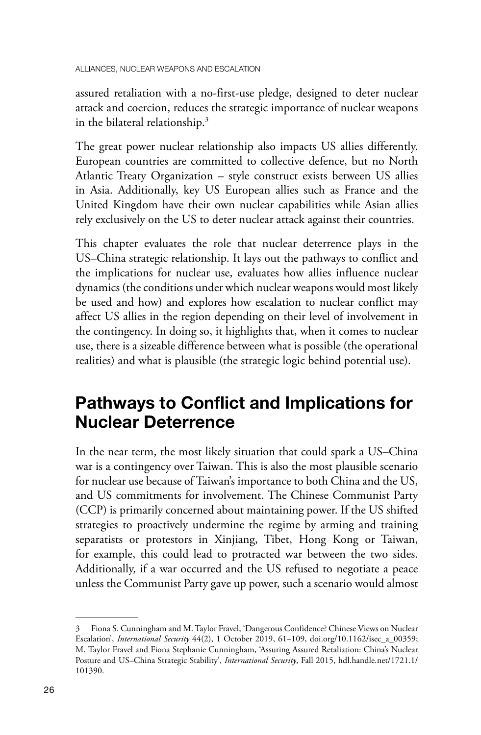assured retaliation with a no-first-use pledge, designed to deter nuclear attack and coercion, reduces the strategic importance of nuclear weapons in the bilateral relationship.[3]

The great power nuclear relationship also impacts US allies differently. European countries are committed to collective defence, but no North Atlantic Treaty Organization – style construct exists between US allies in Asia. Additionally, key US European allies such as France and the United Kingdom have their own nuclear capabilities while Asian allies rely exclusively on the US to deter nuclear attack against their countries.

This chapter evaluates the role that nuclear deterrence plays in the US–China strategic relationship. It lays out the pathways to conflict and the implications for nuclear use, evaluates how allies influence nuclear dynamics (the conditions under which nuclear weapons would most likely be used and how) and explores how escalation to nuclear conflict may affect US allies in the region depending on their level of involvement in the contingency. In doing so, it highlights that, when it comes to nuclear use, there is a sizeable difference between what is possible (the operational realities) and what is plausible (the strategic logic behind potential use).

## Pathways to Conflict and Implications for Nuclear Deterrence

In the near term, the most likely situation that could spark a US–China war is a contingency over Taiwan. This is also the most plausible scenario for nuclear use because of Taiwan's importance to both China and the US, and US commitments for involvement. The Chinese Communist Party (CCP) is primarily concerned about maintaining power. If the US shifted strategies to proactively undermine the regime by arming and training separatists or protestors in Xinjiang, Tibet, Hong Kong or Taiwan, for example, this could lead to protracted war between the two sides. Additionally, if a war occurred and the US refused to negotiate a peace unless the Communist Party gave up power, such a scenario would almost

---

3 Fiona S. Cunningham and M. Taylor Fravel, 'Dangerous Confidence? Chinese Views on Nuclear Escalation', *International Security* 44(2), 1 October 2019, 61–109, doi.org/10.1162/isec_a_00359; M. Taylor Fravel and Fiona Stephanie Cunningham, 'Assuring Assured Retaliation: China's Nuclear Posture and US–China Strategic Stability', *International Security*, Fall 2015, hdl.handle.net/1721.1/101390.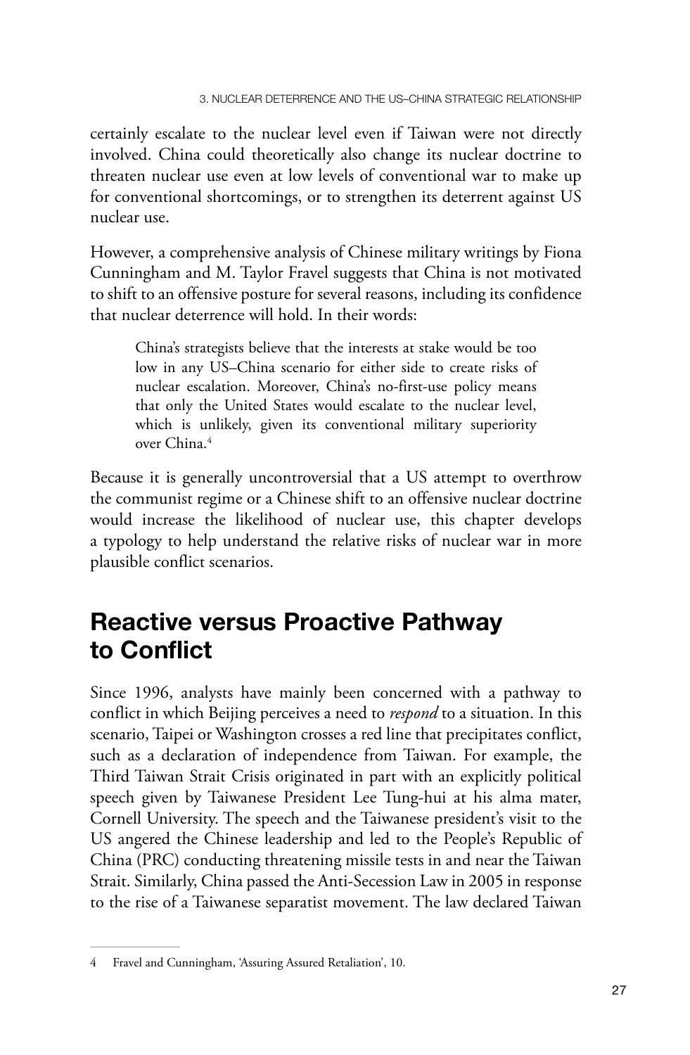certainly escalate to the nuclear level even if Taiwan were not directly involved. China could theoretically also change its nuclear doctrine to threaten nuclear use even at low levels of conventional war to make up for conventional shortcomings, or to strengthen its deterrent against US nuclear use.

However, a comprehensive analysis of Chinese military writings by Fiona Cunningham and M. Taylor Fravel suggests that China is not motivated to shift to an offensive posture for several reasons, including its confidence that nuclear deterrence will hold. In their words:

> China's strategists believe that the interests at stake would be too low in any US–China scenario for either side to create risks of nuclear escalation. Moreover, China's no-first-use policy means that only the United States would escalate to the nuclear level, which is unlikely, given its conventional military superiority over China.[4]

Because it is generally uncontroversial that a US attempt to overthrow the communist regime or a Chinese shift to an offensive nuclear doctrine would increase the likelihood of nuclear use, this chapter develops a typology to help understand the relative risks of nuclear war in more plausible conflict scenarios.

## Reactive versus Proactive Pathway to Conflict

Since 1996, analysts have mainly been concerned with a pathway to conflict in which Beijing perceives a need to *respond* to a situation. In this scenario, Taipei or Washington crosses a red line that precipitates conflict, such as a declaration of independence from Taiwan. For example, the Third Taiwan Strait Crisis originated in part with an explicitly political speech given by Taiwanese President Lee Tung-hui at his alma mater, Cornell University. The speech and the Taiwanese president's visit to the US angered the Chinese leadership and led to the People's Republic of China (PRC) conducting threatening missile tests in and near the Taiwan Strait. Similarly, China passed the Anti-Secession Law in 2005 in response to the rise of a Taiwanese separatist movement. The law declared Taiwan

---

4 Fravel and Cunningham, 'Assuring Assured Retaliation', 10.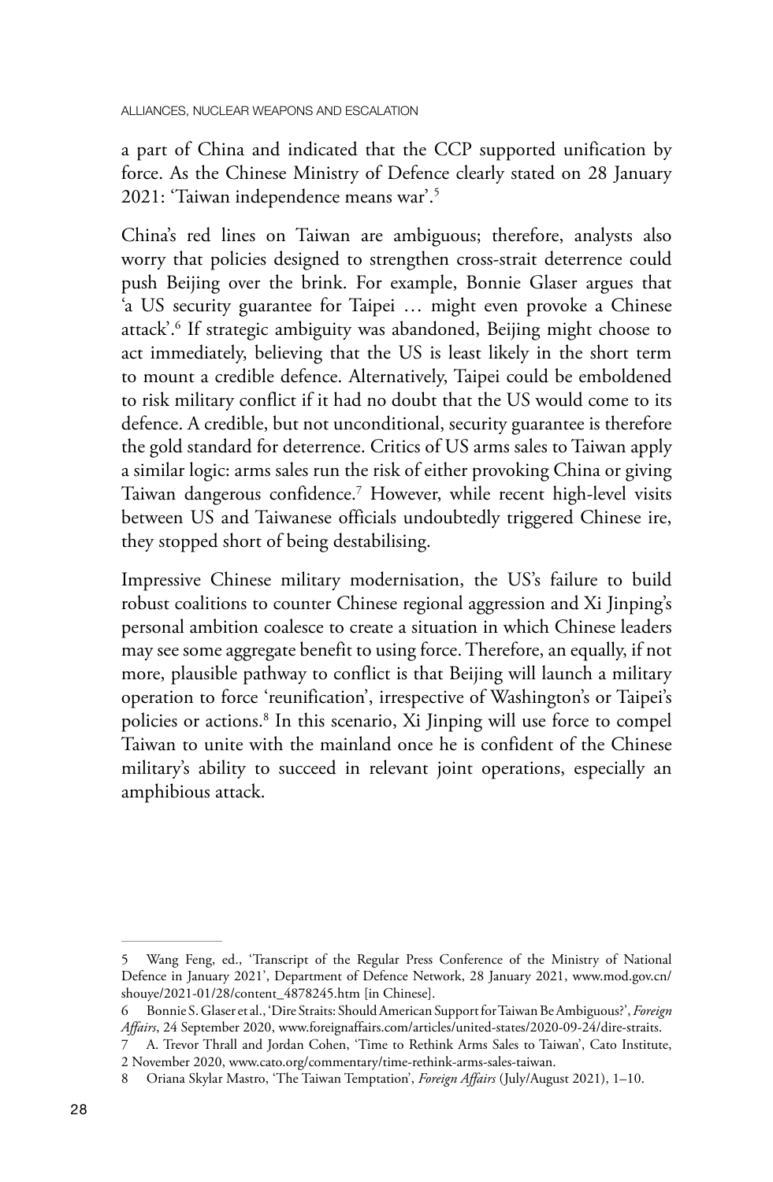a part of China and indicated that the CCP supported unification by force. As the Chinese Ministry of Defence clearly stated on 28 January 2021: 'Taiwan independence means war'.[5]

China's red lines on Taiwan are ambiguous; therefore, analysts also worry that policies designed to strengthen cross-strait deterrence could push Beijing over the brink. For example, Bonnie Glaser argues that 'a US security guarantee for Taipei … might even provoke a Chinese attack'.[6] If strategic ambiguity was abandoned, Beijing might choose to act immediately, believing that the US is least likely in the short term to mount a credible defence. Alternatively, Taipei could be emboldened to risk military conflict if it had no doubt that the US would come to its defence. A credible, but not unconditional, security guarantee is therefore the gold standard for deterrence. Critics of US arms sales to Taiwan apply a similar logic: arms sales run the risk of either provoking China or giving Taiwan dangerous confidence.[7] However, while recent high-level visits between US and Taiwanese officials undoubtedly triggered Chinese ire, they stopped short of being destabilising.

Impressive Chinese military modernisation, the US's failure to build robust coalitions to counter Chinese regional aggression and Xi Jinping's personal ambition coalesce to create a situation in which Chinese leaders may see some aggregate benefit to using force. Therefore, an equally, if not more, plausible pathway to conflict is that Beijing will launch a military operation to force 'reunification', irrespective of Washington's or Taipei's policies or actions.[8] In this scenario, Xi Jinping will use force to compel Taiwan to unite with the mainland once he is confident of the Chinese military's ability to succeed in relevant joint operations, especially an amphibious attack.

---

5 Wang Feng, ed., 'Transcript of the Regular Press Conference of the Ministry of National Defence in January 2021', Department of Defence Network, 28 January 2021, www.mod.gov.cn/shouye/2021-01/28/content_4878245.htm [in Chinese].

6 Bonnie S. Glaser et al., 'Dire Straits: Should American Support for Taiwan Be Ambiguous?', *Foreign Affairs*, 24 September 2020, www.foreignaffairs.com/articles/united-states/2020-09-24/dire-straits.

7 A. Trevor Thrall and Jordan Cohen, 'Time to Rethink Arms Sales to Taiwan', Cato Institute, 2 November 2020, www.cato.org/commentary/time-rethink-arms-sales-taiwan.

8 Oriana Skylar Mastro, 'The Taiwan Temptation', *Foreign Affairs* (July/August 2021), 1–10.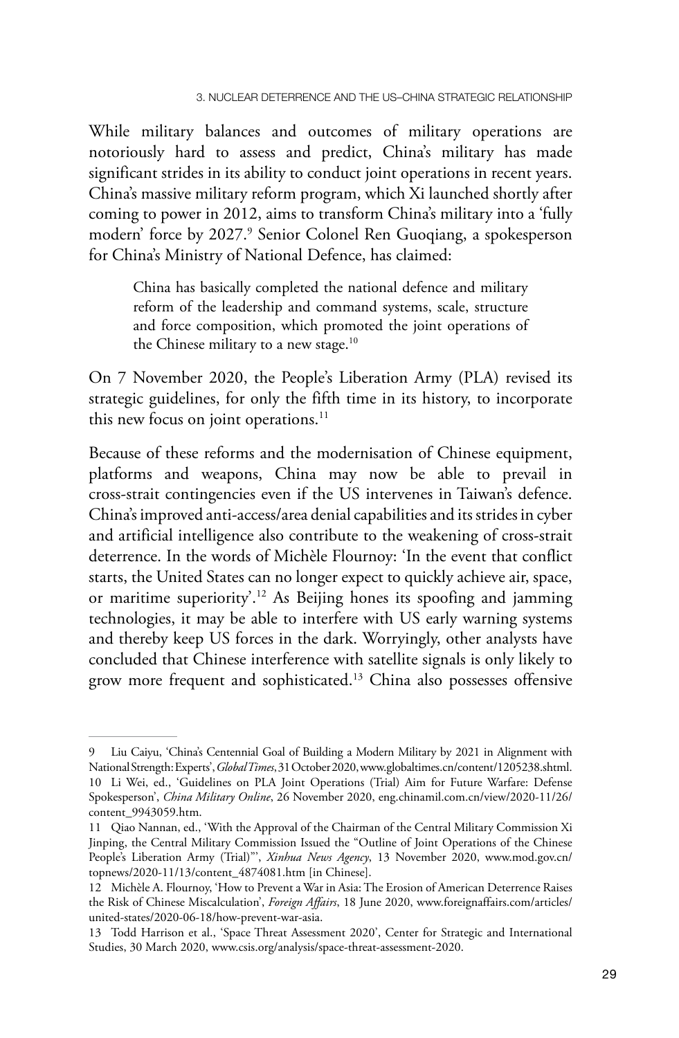While military balances and outcomes of military operations are notoriously hard to assess and predict, China's military has made significant strides in its ability to conduct joint operations in recent years. China's massive military reform program, which Xi launched shortly after coming to power in 2012, aims to transform China's military into a 'fully modern' force by 2027.[9] Senior Colonel Ren Guoqiang, a spokesperson for China's Ministry of National Defence, has claimed:

> China has basically completed the national defence and military reform of the leadership and command systems, scale, structure and force composition, which promoted the joint operations of the Chinese military to a new stage.[10]

On 7 November 2020, the People's Liberation Army (PLA) revised its strategic guidelines, for only the fifth time in its history, to incorporate this new focus on joint operations.[11]

Because of these reforms and the modernisation of Chinese equipment, platforms and weapons, China may now be able to prevail in cross-strait contingencies even if the US intervenes in Taiwan's defence. China's improved anti-access/area denial capabilities and its strides in cyber and artificial intelligence also contribute to the weakening of cross-strait deterrence. In the words of Michèle Flournoy: 'In the event that conflict starts, the United States can no longer expect to quickly achieve air, space, or maritime superiority'.[12] As Beijing hones its spoofing and jamming technologies, it may be able to interfere with US early warning systems and thereby keep US forces in the dark. Worryingly, other analysts have concluded that Chinese interference with satellite signals is only likely to grow more frequent and sophisticated.[13] China also possesses offensive

---

9 Liu Caiyu, 'China's Centennial Goal of Building a Modern Military by 2021 in Alignment with National Strength: Experts', *Global Times*, 31 October 2020, www.globaltimes.cn/content/1205238.shtml.

10 Li Wei, ed., 'Guidelines on PLA Joint Operations (Trial) Aim for Future Warfare: Defense Spokesperson', *China Military Online*, 26 November 2020, eng.chinamil.com.cn/view/2020-11/26/content_9943059.htm.

11 Qiao Nannan, ed., 'With the Approval of the Chairman of the Central Military Commission Xi Jinping, the Central Military Commission Issued the "Outline of Joint Operations of the Chinese People's Liberation Army (Trial)"', *Xinhua News Agency*, 13 November 2020, www.mod.gov.cn/topnews/2020-11/13/content_4874081.htm [in Chinese].

12 Michèle A. Flournoy, 'How to Prevent a War in Asia: The Erosion of American Deterrence Raises the Risk of Chinese Miscalculation', *Foreign Affairs*, 18 June 2020, www.foreignaffairs.com/articles/united-states/2020-06-18/how-prevent-war-asia.

13 Todd Harrison et al., 'Space Threat Assessment 2020', Center for Strategic and International Studies, 30 March 2020, www.csis.org/analysis/space-threat-assessment-2020.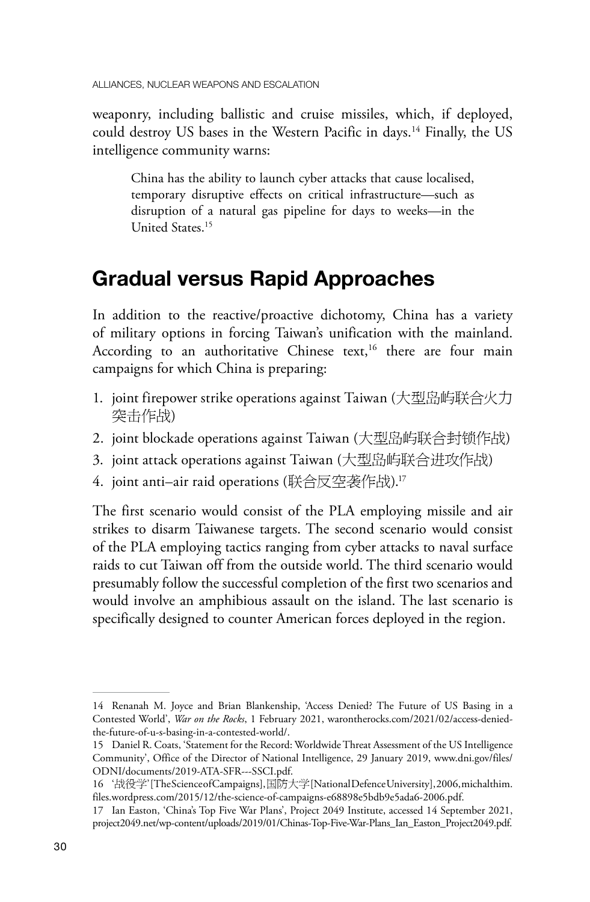weaponry, including ballistic and cruise missiles, which, if deployed, could destroy US bases in the Western Pacific in days.[14] Finally, the US intelligence community warns:

> China has the ability to launch cyber attacks that cause localised, temporary disruptive effects on critical infrastructure—such as disruption of a natural gas pipeline for days to weeks—in the United States.[15]

## Gradual versus Rapid Approaches

In addition to the reactive/proactive dichotomy, China has a variety of military options in forcing Taiwan's unification with the mainland. According to an authoritative Chinese text,[16] there are four main campaigns for which China is preparing:

1. joint firepower strike operations against Taiwan (大型岛屿联合火力突击作战)
2. joint blockade operations against Taiwan (大型岛屿联合封锁作战)
3. joint attack operations against Taiwan (大型岛屿联合进攻作战)
4. joint anti–air raid operations (联合反空袭作战).[17]

The first scenario would consist of the PLA employing missile and air strikes to disarm Taiwanese targets. The second scenario would consist of the PLA employing tactics ranging from cyber attacks to naval surface raids to cut Taiwan off from the outside world. The third scenario would presumably follow the successful completion of the first two scenarios and would involve an amphibious assault on the island. The last scenario is specifically designed to counter American forces deployed in the region.

---

14 Renanah M. Joyce and Brian Blankenship, 'Access Denied? The Future of US Basing in a Contested World', *War on the Rocks*, 1 February 2021, warontherocks.com/2021/02/access-denied-the-future-of-u-s-basing-in-a-contested-world/.

15 Daniel R. Coats, 'Statement for the Record: Worldwide Threat Assessment of the US Intelligence Community', Office of the Director of National Intelligence, 29 January 2019, www.dni.gov/files/ODNI/documents/2019-ATA-SFR---SSCI.pdf.

16 '战役学' [The Science of Campaigns], 国防大学 [National Defence University], 2006, michalthim.files.wordpress.com/2015/12/the-science-of-campaigns-e68898e5bdb9e5ada6-2006.pdf.

17 Ian Easton, 'China's Top Five War Plans', Project 2049 Institute, accessed 14 September 2021, project2049.net/wp-content/uploads/2019/01/Chinas-Top-Five-War-Plans_Ian_Easton_Project2049.pdf.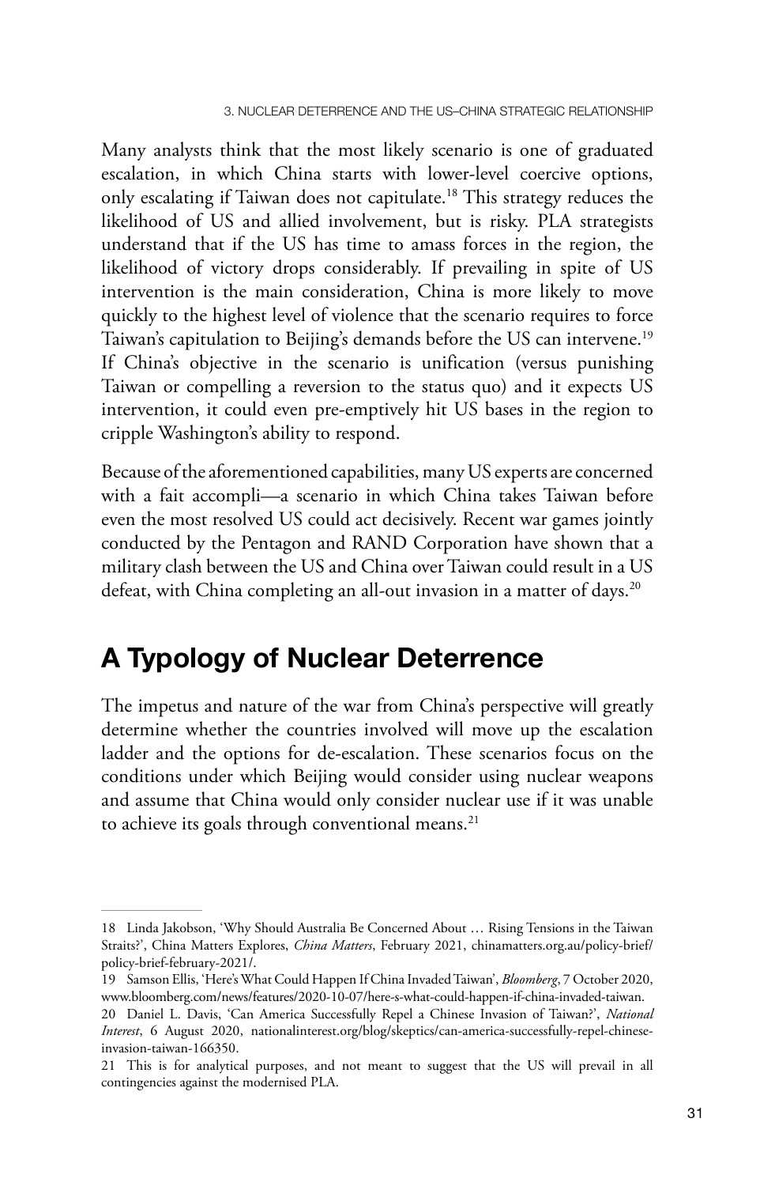Many analysts think that the most likely scenario is one of graduated escalation, in which China starts with lower-level coercive options, only escalating if Taiwan does not capitulate.[18] This strategy reduces the likelihood of US and allied involvement, but is risky. PLA strategists understand that if the US has time to amass forces in the region, the likelihood of victory drops considerably. If prevailing in spite of US intervention is the main consideration, China is more likely to move quickly to the highest level of violence that the scenario requires to force Taiwan's capitulation to Beijing's demands before the US can intervene.[19] If China's objective in the scenario is unification (versus punishing Taiwan or compelling a reversion to the status quo) and it expects US intervention, it could even pre-emptively hit US bases in the region to cripple Washington's ability to respond.

Because of the aforementioned capabilities, many US experts are concerned with a fait accompli—a scenario in which China takes Taiwan before even the most resolved US could act decisively. Recent war games jointly conducted by the Pentagon and RAND Corporation have shown that a military clash between the US and China over Taiwan could result in a US defeat, with China completing an all-out invasion in a matter of days.[20]

## A Typology of Nuclear Deterrence

The impetus and nature of the war from China's perspective will greatly determine whether the countries involved will move up the escalation ladder and the options for de-escalation. These scenarios focus on the conditions under which Beijing would consider using nuclear weapons and assume that China would only consider nuclear use if it was unable to achieve its goals through conventional means.[21]

---

18 Linda Jakobson, 'Why Should Australia Be Concerned About … Rising Tensions in the Taiwan Straits?', China Matters Explores, *China Matters*, February 2021, chinamatters.org.au/policy-brief/policy-brief-february-2021/.

19 Samson Ellis, 'Here's What Could Happen If China Invaded Taiwan', *Bloomberg*, 7 October 2020, www.bloomberg.com/news/features/2020-10-07/here-s-what-could-happen-if-china-invaded-taiwan.

20 Daniel L. Davis, 'Can America Successfully Repel a Chinese Invasion of Taiwan?', *National Interest*, 6 August 2020, nationalinterest.org/blog/skeptics/can-america-successfully-repel-chinese-invasion-taiwan-166350.

21 This is for analytical purposes, and not meant to suggest that the US will prevail in all contingencies against the modernised PLA.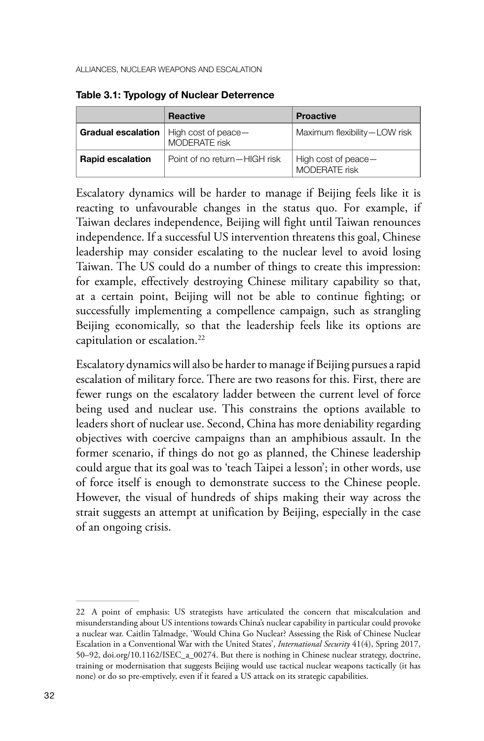**Table 3.1: Typology of Nuclear Deterrence**

| | Reactive | Proactive |
|---|---|---|
| **Gradual escalation** | High cost of peace—MODERATE risk | Maximum flexibility—LOW risk |
| **Rapid escalation** | Point of no return—HIGH risk | High cost of peace—MODERATE risk |

Escalatory dynamics will be harder to manage if Beijing feels like it is reacting to unfavourable changes in the status quo. For example, if Taiwan declares independence, Beijing will fight until Taiwan renounces independence. If a successful US intervention threatens this goal, Chinese leadership may consider escalating to the nuclear level to avoid losing Taiwan. The US could do a number of things to create this impression: for example, effectively destroying Chinese military capability so that, at a certain point, Beijing will not be able to continue fighting; or successfully implementing a compellence campaign, such as strangling Beijing economically, so that the leadership feels like its options are capitulation or escalation.[22]

Escalatory dynamics will also be harder to manage if Beijing pursues a rapid escalation of military force. There are two reasons for this. First, there are fewer rungs on the escalatory ladder between the current level of force being used and nuclear use. This constrains the options available to leaders short of nuclear use. Second, China has more deniability regarding objectives with coercive campaigns than an amphibious assault. In the former scenario, if things do not go as planned, the Chinese leadership could argue that its goal was to 'teach Taipei a lesson'; in other words, use of force itself is enough to demonstrate success to the Chinese people. However, the visual of hundreds of ships making their way across the strait suggests an attempt at unification by Beijing, especially in the case of an ongoing crisis.

---

22 A point of emphasis: US strategists have articulated the concern that miscalculation and misunderstanding about US intentions towards China's nuclear capability in particular could provoke a nuclear war. Caitlin Talmadge, 'Would China Go Nuclear? Assessing the Risk of Chinese Nuclear Escalation in a Conventional War with the United States', *International Security* 41(4), Spring 2017, 50–92, doi.org/10.1162/ISEC_a_00274. But there is nothing in Chinese nuclear strategy, doctrine, training or modernisation that suggests Beijing would use tactical nuclear weapons tactically (it has none) or do so pre-emptively, even if it feared a US attack on its strategic capabilities.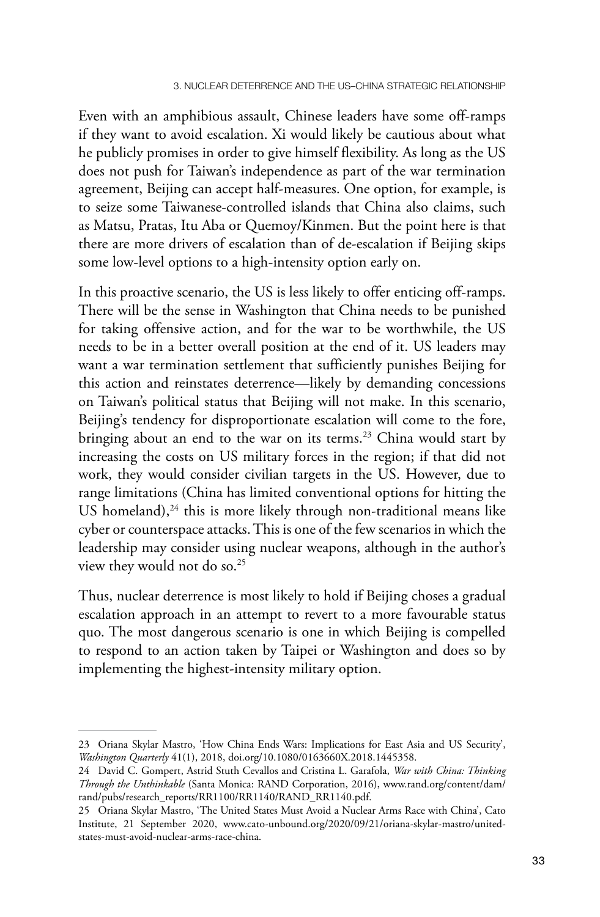Even with an amphibious assault, Chinese leaders have some off-ramps if they want to avoid escalation. Xi would likely be cautious about what he publicly promises in order to give himself flexibility. As long as the US does not push for Taiwan's independence as part of the war termination agreement, Beijing can accept half-measures. One option, for example, is to seize some Taiwanese-controlled islands that China also claims, such as Matsu, Pratas, Itu Aba or Quemoy/Kinmen. But the point here is that there are more drivers of escalation than of de-escalation if Beijing skips some low-level options to a high-intensity option early on.

In this proactive scenario, the US is less likely to offer enticing off-ramps. There will be the sense in Washington that China needs to be punished for taking offensive action, and for the war to be worthwhile, the US needs to be in a better overall position at the end of it. US leaders may want a war termination settlement that sufficiently punishes Beijing for this action and reinstates deterrence—likely by demanding concessions on Taiwan's political status that Beijing will not make. In this scenario, Beijing's tendency for disproportionate escalation will come to the fore, bringing about an end to the war on its terms.[23] China would start by increasing the costs on US military forces in the region; if that did not work, they would consider civilian targets in the US. However, due to range limitations (China has limited conventional options for hitting the US homeland),[24] this is more likely through non-traditional means like cyber or counterspace attacks. This is one of the few scenarios in which the leadership may consider using nuclear weapons, although in the author's view they would not do so.[25]

Thus, nuclear deterrence is most likely to hold if Beijing choses a gradual escalation approach in an attempt to revert to a more favourable status quo. The most dangerous scenario is one in which Beijing is compelled to respond to an action taken by Taipei or Washington and does so by implementing the highest-intensity military option.

---

23 Oriana Skylar Mastro, 'How China Ends Wars: Implications for East Asia and US Security', *Washington Quarterly* 41(1), 2018, doi.org/10.1080/0163660X.2018.1445358.

24 David C. Gompert, Astrid Stuth Cevallos and Cristina L. Garafola, *War with China: Thinking Through the Unthinkable* (Santa Monica: RAND Corporation, 2016), www.rand.org/content/dam/rand/pubs/research_reports/RR1100/RR1140/RAND_RR1140.pdf.

25 Oriana Skylar Mastro, 'The United States Must Avoid a Nuclear Arms Race with China', Cato Institute, 21 September 2020, www.cato-unbound.org/2020/09/21/oriana-skylar-mastro/united-states-must-avoid-nuclear-arms-race-china.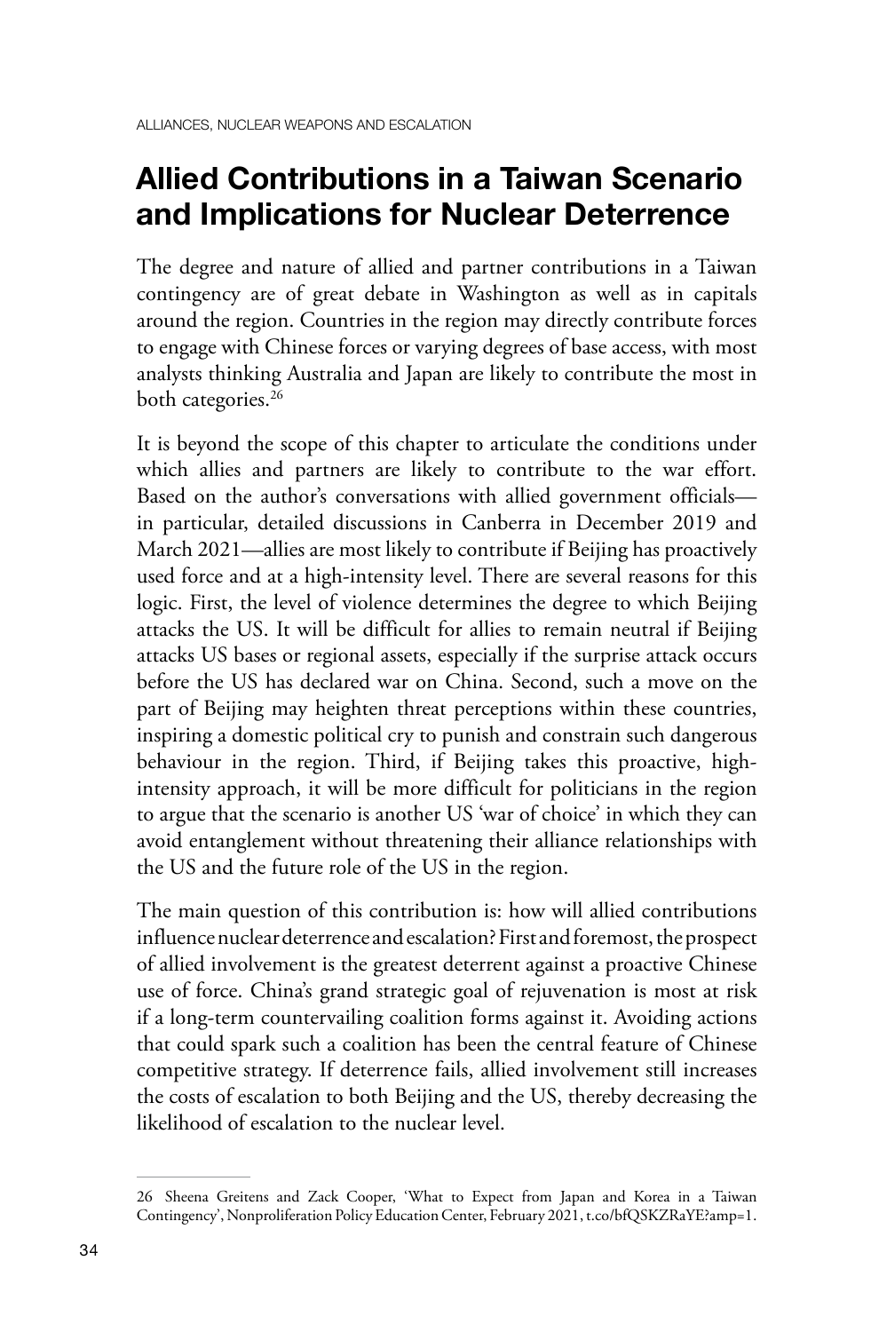## Allied Contributions in a Taiwan Scenario and Implications for Nuclear Deterrence

The degree and nature of allied and partner contributions in a Taiwan contingency are of great debate in Washington as well as in capitals around the region. Countries in the region may directly contribute forces to engage with Chinese forces or varying degrees of base access, with most analysts thinking Australia and Japan are likely to contribute the most in both categories.[26]

It is beyond the scope of this chapter to articulate the conditions under which allies and partners are likely to contribute to the war effort. Based on the author's conversations with allied government officials—in particular, detailed discussions in Canberra in December 2019 and March 2021—allies are most likely to contribute if Beijing has proactively used force and at a high-intensity level. There are several reasons for this logic. First, the level of violence determines the degree to which Beijing attacks the US. It will be difficult for allies to remain neutral if Beijing attacks US bases or regional assets, especially if the surprise attack occurs before the US has declared war on China. Second, such a move on the part of Beijing may heighten threat perceptions within these countries, inspiring a domestic political cry to punish and constrain such dangerous behaviour in the region. Third, if Beijing takes this proactive, high-intensity approach, it will be more difficult for politicians in the region to argue that the scenario is another US 'war of choice' in which they can avoid entanglement without threatening their alliance relationships with the US and the future role of the US in the region.

The main question of this contribution is: how will allied contributions influence nuclear deterrence and escalation? First and foremost, the prospect of allied involvement is the greatest deterrent against a proactive Chinese use of force. China's grand strategic goal of rejuvenation is most at risk if a long-term countervailing coalition forms against it. Avoiding actions that could spark such a coalition has been the central feature of Chinese competitive strategy. If deterrence fails, allied involvement still increases the costs of escalation to both Beijing and the US, thereby decreasing the likelihood of escalation to the nuclear level.

---

26 Sheena Greitens and Zack Cooper, 'What to Expect from Japan and Korea in a Taiwan Contingency', Nonproliferation Policy Education Center, February 2021, t.co/bfQSKZRaYE?amp=1.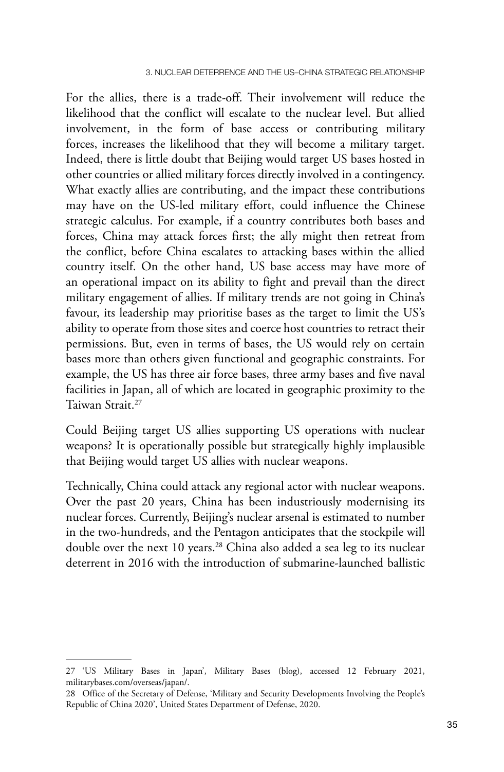For the allies, there is a trade-off. Their involvement will reduce the likelihood that the conflict will escalate to the nuclear level. But allied involvement, in the form of base access or contributing military forces, increases the likelihood that they will become a military target. Indeed, there is little doubt that Beijing would target US bases hosted in other countries or allied military forces directly involved in a contingency. What exactly allies are contributing, and the impact these contributions may have on the US-led military effort, could influence the Chinese strategic calculus. For example, if a country contributes both bases and forces, China may attack forces first; the ally might then retreat from the conflict, before China escalates to attacking bases within the allied country itself. On the other hand, US base access may have more of an operational impact on its ability to fight and prevail than the direct military engagement of allies. If military trends are not going in China's favour, its leadership may prioritise bases as the target to limit the US's ability to operate from those sites and coerce host countries to retract their permissions. But, even in terms of bases, the US would rely on certain bases more than others given functional and geographic constraints. For example, the US has three air force bases, three army bases and five naval facilities in Japan, all of which are located in geographic proximity to the Taiwan Strait.[27]

Could Beijing target US allies supporting US operations with nuclear weapons? It is operationally possible but strategically highly implausible that Beijing would target US allies with nuclear weapons.

Technically, China could attack any regional actor with nuclear weapons. Over the past 20 years, China has been industriously modernising its nuclear forces. Currently, Beijing's nuclear arsenal is estimated to number in the two-hundreds, and the Pentagon anticipates that the stockpile will double over the next 10 years.[28] China also added a sea leg to its nuclear deterrent in 2016 with the introduction of submarine-launched ballistic

---

27 'US Military Bases in Japan', Military Bases (blog), accessed 12 February 2021, militarybases.com/overseas/japan/.

28 Office of the Secretary of Defense, 'Military and Security Developments Involving the People's Republic of China 2020', United States Department of Defense, 2020.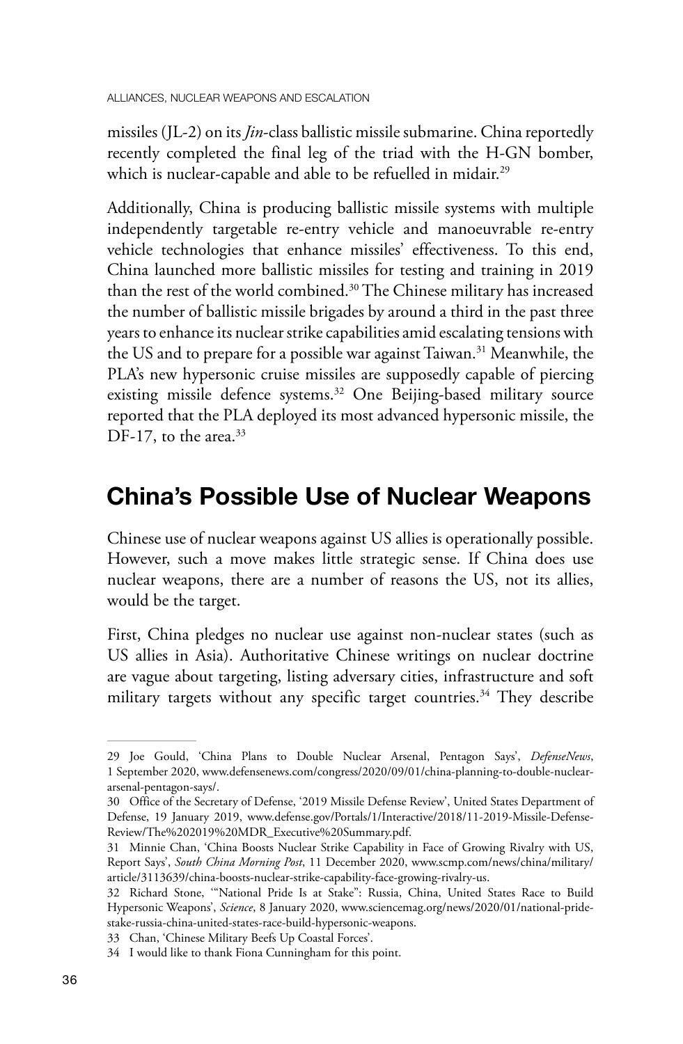missiles (JL-2) on its *Jin*-class ballistic missile submarine. China reportedly recently completed the final leg of the triad with the H-GN bomber, which is nuclear-capable and able to be refuelled in midair.[29]

Additionally, China is producing ballistic missile systems with multiple independently targetable re-entry vehicle and manoeuvrable re-entry vehicle technologies that enhance missiles' effectiveness. To this end, China launched more ballistic missiles for testing and training in 2019 than the rest of the world combined.[30] The Chinese military has increased the number of ballistic missile brigades by around a third in the past three years to enhance its nuclear strike capabilities amid escalating tensions with the US and to prepare for a possible war against Taiwan.[31] Meanwhile, the PLA's new hypersonic cruise missiles are supposedly capable of piercing existing missile defence systems.[32] One Beijing-based military source reported that the PLA deployed its most advanced hypersonic missile, the DF-17, to the area.[33]

## China's Possible Use of Nuclear Weapons

Chinese use of nuclear weapons against US allies is operationally possible. However, such a move makes little strategic sense. If China does use nuclear weapons, there are a number of reasons the US, not its allies, would be the target.

First, China pledges no nuclear use against non-nuclear states (such as US allies in Asia). Authoritative Chinese writings on nuclear doctrine are vague about targeting, listing adversary cities, infrastructure and soft military targets without any specific target countries.[34] They describe

---

29 Joe Gould, 'China Plans to Double Nuclear Arsenal, Pentagon Says', *DefenseNews*, 1 September 2020, www.defensenews.com/congress/2020/09/01/china-planning-to-double-nuclear-arsenal-pentagon-says/.

30 Office of the Secretary of Defense, '2019 Missile Defense Review', United States Department of Defense, 19 January 2019, www.defense.gov/Portals/1/Interactive/2018/11-2019-Missile-Defense-Review/The%202019%20MDR_Executive%20Summary.pdf.

31 Minnie Chan, 'China Boosts Nuclear Strike Capability in Face of Growing Rivalry with US, Report Says', *South China Morning Post*, 11 December 2020, www.scmp.com/news/china/military/article/3113639/china-boosts-nuclear-strike-capability-face-growing-rivalry-us.

32 Richard Stone, '"National Pride Is at Stake": Russia, China, United States Race to Build Hypersonic Weapons', *Science*, 8 January 2020, www.sciencemag.org/news/2020/01/national-pride-stake-russia-china-united-states-race-build-hypersonic-weapons.

33 Chan, 'Chinese Military Beefs Up Coastal Forces'.

34 I would like to thank Fiona Cunningham for this point.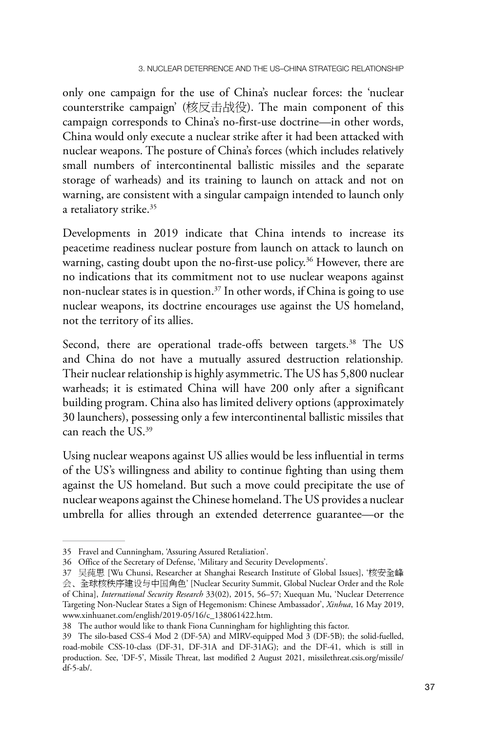only one campaign for the use of China's nuclear forces: the 'nuclear counterstrike campaign' (核反击战役). The main component of this campaign corresponds to China's no-first-use doctrine—in other words, China would only execute a nuclear strike after it had been attacked with nuclear weapons. The posture of China's forces (which includes relatively small numbers of intercontinental ballistic missiles and the separate storage of warheads) and its training to launch on attack and not on warning, are consistent with a singular campaign intended to launch only a retaliatory strike.[35]

Developments in 2019 indicate that China intends to increase its peacetime readiness nuclear posture from launch on attack to launch on warning, casting doubt upon the no-first-use policy.[36] However, there are no indications that its commitment not to use nuclear weapons against non-nuclear states is in question.[37] In other words, if China is going to use nuclear weapons, its doctrine encourages use against the US homeland, not the territory of its allies.

Second, there are operational trade-offs between targets.[38] The US and China do not have a mutually assured destruction relationship. Their nuclear relationship is highly asymmetric. The US has 5,800 nuclear warheads; it is estimated China will have 200 only after a significant building program. China also has limited delivery options (approximately 30 launchers), possessing only a few intercontinental ballistic missiles that can reach the US.[39]

Using nuclear weapons against US allies would be less influential in terms of the US's willingness and ability to continue fighting than using them against the US homeland. But such a move could precipitate the use of nuclear weapons against the Chinese homeland. The US provides a nuclear umbrella for allies through an extended deterrence guarantee—or the

---

35 Fravel and Cunningham, 'Assuring Assured Retaliation'.

36 Office of the Secretary of Defense, 'Military and Security Developments'.

37 吴莼思 [Wu Chunsi, Researcher at Shanghai Research Institute of Global Issues], '核安全峰会、全球核秩序建设与中国角色' [Nuclear Security Summit, Global Nuclear Order and the Role of China], *International Security Research* 33(02), 2015, 56–57; Xuequan Mu, 'Nuclear Deterrence Targeting Non-Nuclear States a Sign of Hegemonism: Chinese Ambassador', *Xinhua*, 16 May 2019, www.xinhuanet.com/english/2019-05/16/c_138061422.htm.

38 The author would like to thank Fiona Cunningham for highlighting this factor.

39 The silo-based CSS-4 Mod 2 (DF-5A) and MIRV-equipped Mod 3 (DF-5B); the solid-fuelled, road-mobile CSS-10-class (DF-31, DF-31A and DF-31AG); and the DF-41, which is still in production. See, 'DF-5', Missile Threat, last modified 2 August 2021, missilethreat.csis.org/missile/df-5-ab/.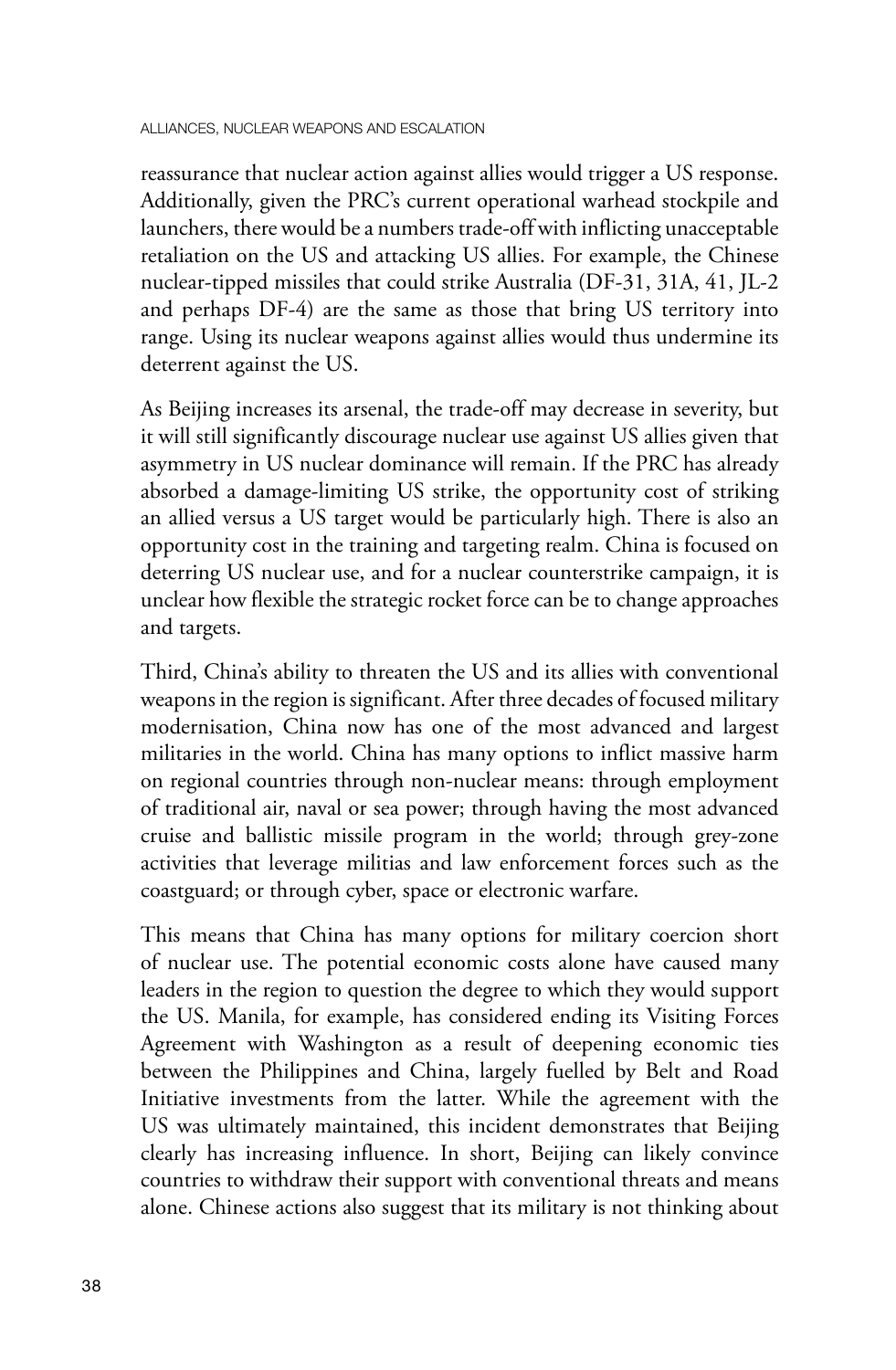reassurance that nuclear action against allies would trigger a US response. Additionally, given the PRC's current operational warhead stockpile and launchers, there would be a numbers trade-off with inflicting unacceptable retaliation on the US and attacking US allies. For example, the Chinese nuclear-tipped missiles that could strike Australia (DF-31, 31A, 41, JL-2 and perhaps DF-4) are the same as those that bring US territory into range. Using its nuclear weapons against allies would thus undermine its deterrent against the US.

As Beijing increases its arsenal, the trade-off may decrease in severity, but it will still significantly discourage nuclear use against US allies given that asymmetry in US nuclear dominance will remain. If the PRC has already absorbed a damage-limiting US strike, the opportunity cost of striking an allied versus a US target would be particularly high. There is also an opportunity cost in the training and targeting realm. China is focused on deterring US nuclear use, and for a nuclear counterstrike campaign, it is unclear how flexible the strategic rocket force can be to change approaches and targets.

Third, China's ability to threaten the US and its allies with conventional weapons in the region is significant. After three decades of focused military modernisation, China now has one of the most advanced and largest militaries in the world. China has many options to inflict massive harm on regional countries through non-nuclear means: through employment of traditional air, naval or sea power; through having the most advanced cruise and ballistic missile program in the world; through grey-zone activities that leverage militias and law enforcement forces such as the coastguard; or through cyber, space or electronic warfare.

This means that China has many options for military coercion short of nuclear use. The potential economic costs alone have caused many leaders in the region to question the degree to which they would support the US. Manila, for example, has considered ending its Visiting Forces Agreement with Washington as a result of deepening economic ties between the Philippines and China, largely fuelled by Belt and Road Initiative investments from the latter. While the agreement with the US was ultimately maintained, this incident demonstrates that Beijing clearly has increasing influence. In short, Beijing can likely convince countries to withdraw their support with conventional threats and means alone. Chinese actions also suggest that its military is not thinking about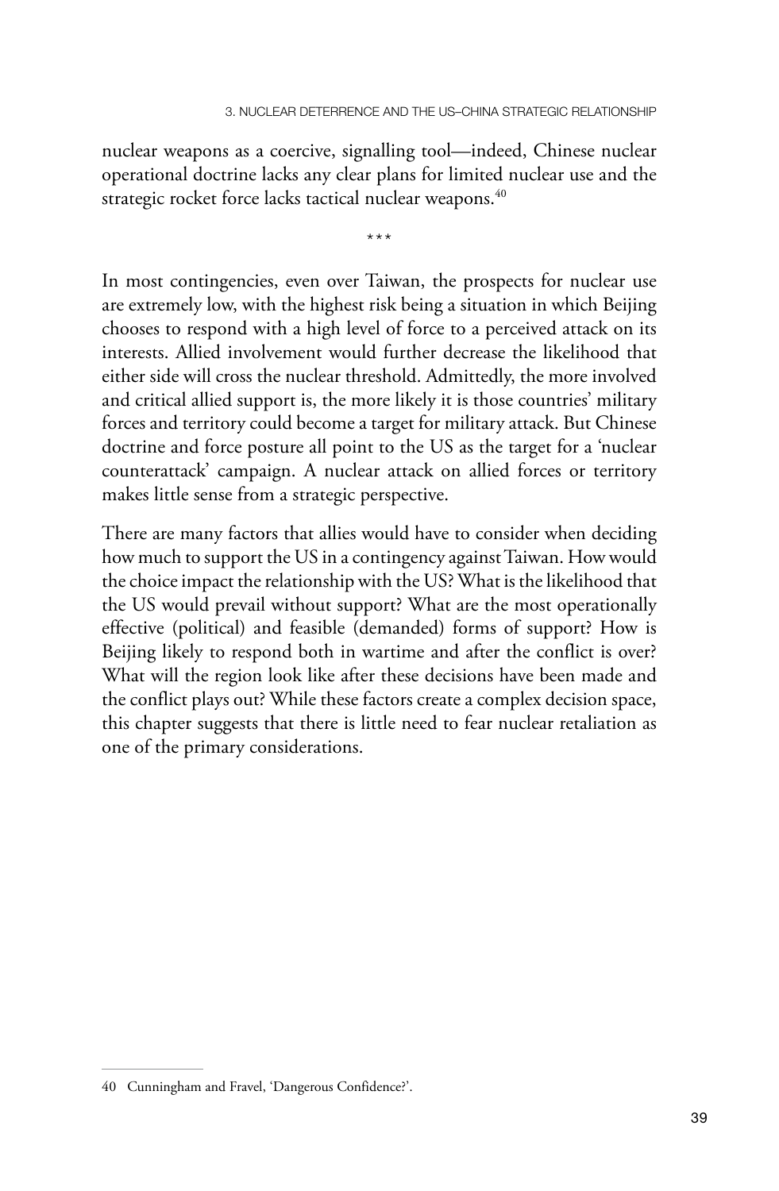nuclear weapons as a coercive, signalling tool—indeed, Chinese nuclear operational doctrine lacks any clear plans for limited nuclear use and the strategic rocket force lacks tactical nuclear weapons.[40]

***

In most contingencies, even over Taiwan, the prospects for nuclear use are extremely low, with the highest risk being a situation in which Beijing chooses to respond with a high level of force to a perceived attack on its interests. Allied involvement would further decrease the likelihood that either side will cross the nuclear threshold. Admittedly, the more involved and critical allied support is, the more likely it is those countries' military forces and territory could become a target for military attack. But Chinese doctrine and force posture all point to the US as the target for a 'nuclear counterattack' campaign. A nuclear attack on allied forces or territory makes little sense from a strategic perspective.

There are many factors that allies would have to consider when deciding how much to support the US in a contingency against Taiwan. How would the choice impact the relationship with the US? What is the likelihood that the US would prevail without support? What are the most operationally effective (political) and feasible (demanded) forms of support? How is Beijing likely to respond both in wartime and after the conflict is over? What will the region look like after these decisions have been made and the conflict plays out? While these factors create a complex decision space, this chapter suggests that there is little need to fear nuclear retaliation as one of the primary considerations.

40 Cunningham and Fravel, 'Dangerous Confidence?'.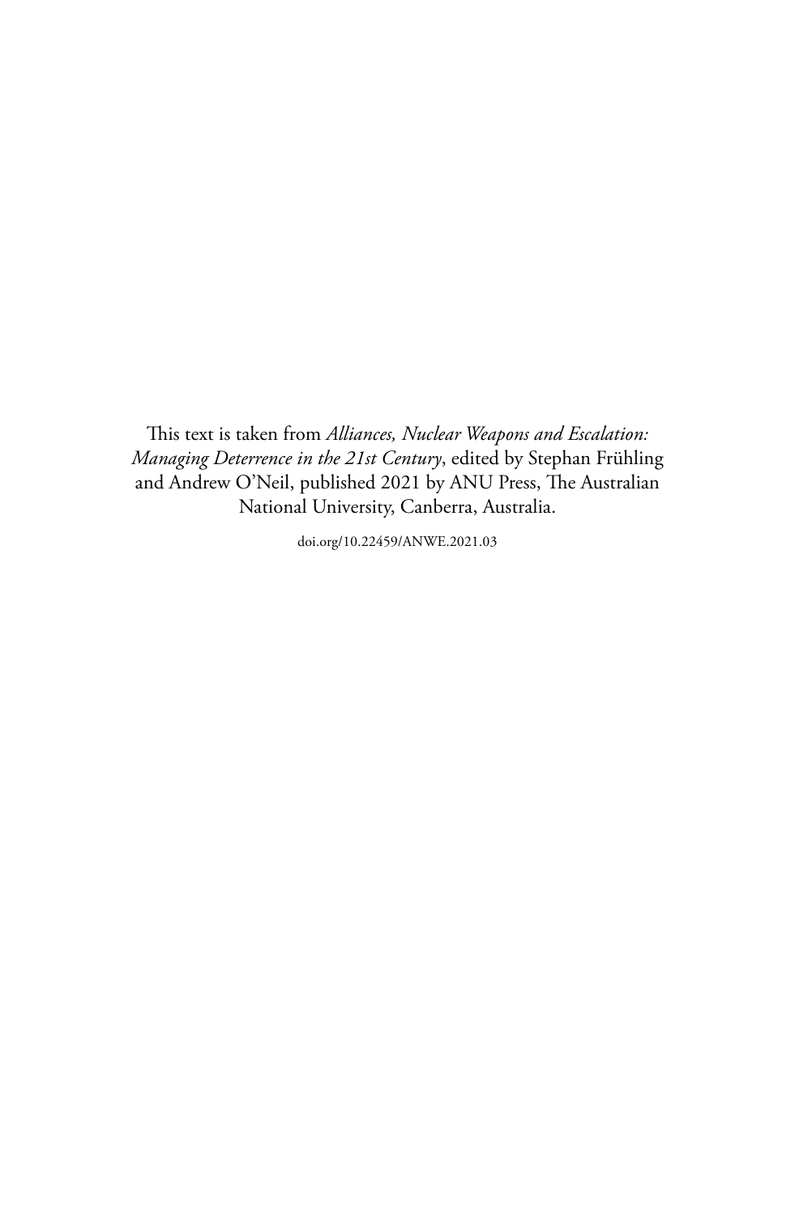This text is taken from *Alliances, Nuclear Weapons and Escalation: Managing Deterrence in the 21st Century*, edited by Stephan Frühling and Andrew O'Neil, published 2021 by ANU Press, The Australian National University, Canberra, Australia.

doi.org/10.22459/ANWE.2021.03